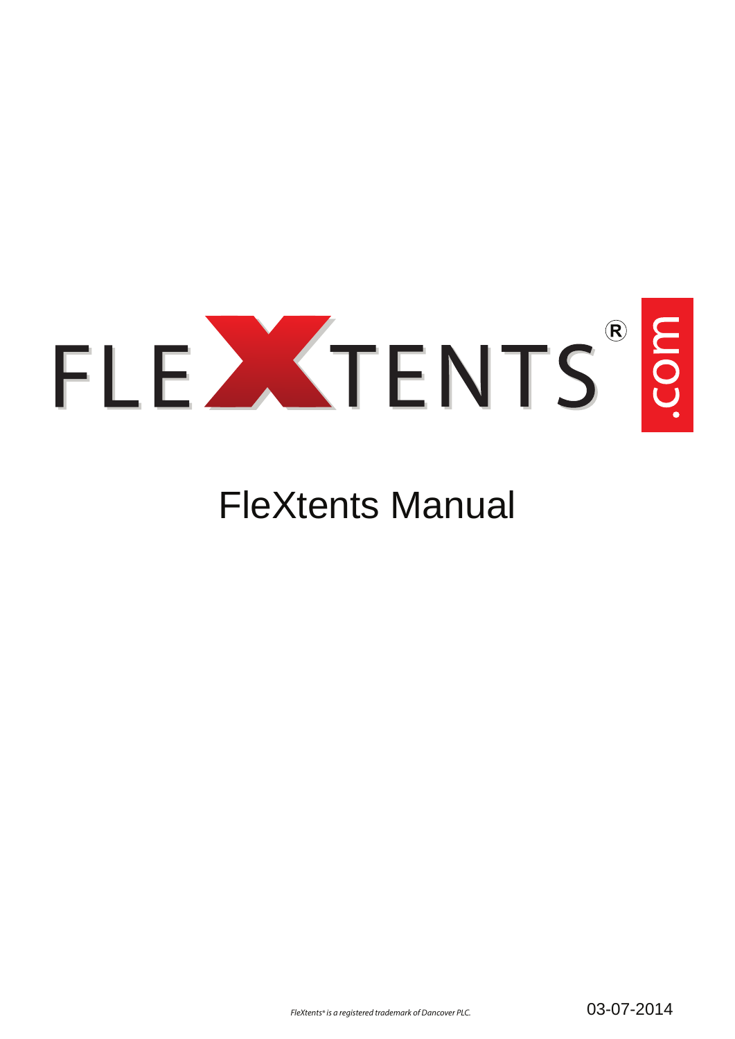FLEXTENTS® .com

# FleXtents Manual

*FleXtents® is a registered trademark of Dancover PLC.*

03-07-2014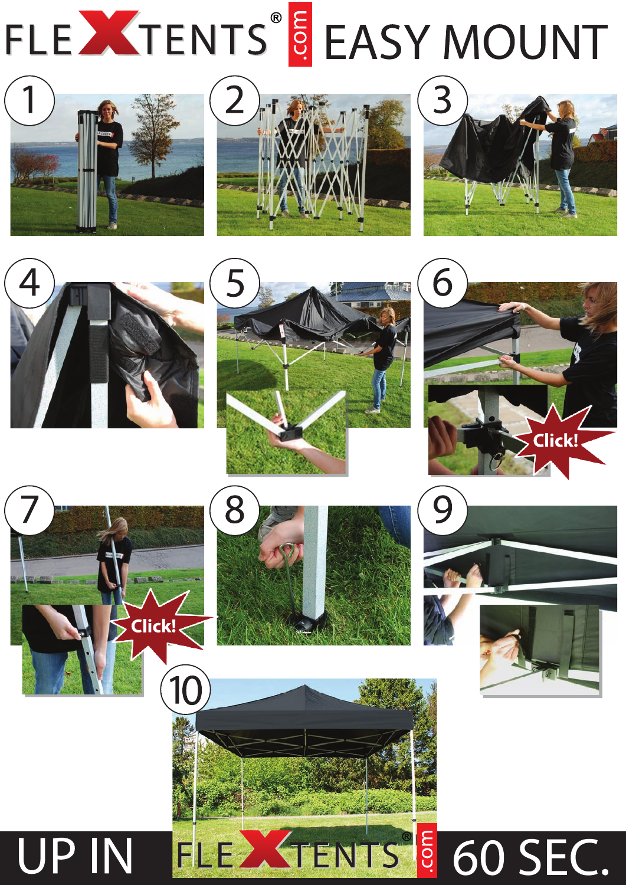# FLEXTENTS® .com EASY MOUNT

1

2

3

4

5

6

Click!

7

Click!

8

9

10

## UP IN FLEXTENTS® .com 60 SEC.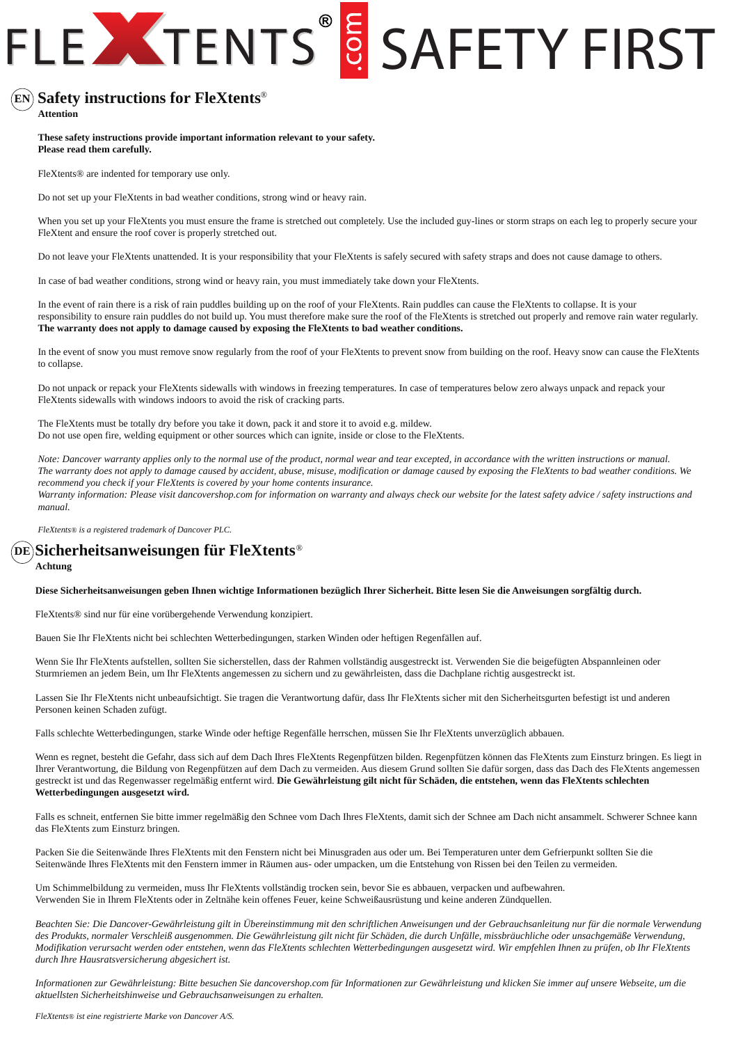# FLEXTENTS® .com SAFETY FIRST

## (EN) Safety instructions for FleXtents®

**Attention**

**These safety instructions provide important information relevant to your safety.**
**Please read them carefully.**

FleXtents® are indented for temporary use only.

Do not set up your FleXtents in bad weather conditions, strong wind or heavy rain.

When you set up your FleXtents you must ensure the frame is stretched out completely. Use the included guy-lines or storm straps on each leg to properly secure your FleXtent and ensure the roof cover is properly stretched out.

Do not leave your FleXtents unattended. It is your responsibility that your FleXtents is safely secured with safety straps and does not cause damage to others.

In case of bad weather conditions, strong wind or heavy rain, you must immediately take down your FleXtents.

In the event of rain there is a risk of rain puddles building up on the roof of your FleXtents. Rain puddles can cause the FleXtents to collapse. It is your responsibility to ensure rain puddles do not build up. You must therefore make sure the roof of the FleXtents is stretched out properly and remove rain water regularly. **The warranty does not apply to damage caused by exposing the FleXtents to bad weather conditions.**

In the event of snow you must remove snow regularly from the roof of your FleXtents to prevent snow from building on the roof. Heavy snow can cause the FleXtents to collapse.

Do not unpack or repack your FleXtents sidewalls with windows in freezing temperatures. In case of temperatures below zero always unpack and repack your FleXtents sidewalls with windows indoors to avoid the risk of cracking parts.

The FleXtents must be totally dry before you take it down, pack it and store it to avoid e.g. mildew.
Do not use open fire, welding equipment or other sources which can ignite, inside or close to the FleXtents.

*Note: Dancover warranty applies only to the normal use of the product, normal wear and tear excepted, in accordance with the written instructions or manual. The warranty does not apply to damage caused by accident, abuse, misuse, modification or damage caused by exposing the FleXtents to bad weather conditions. We recommend you check if your FleXtents is covered by your home contents insurance.*
*Warranty information: Please visit dancovershop.com for information on warranty and always check our website for the latest safety advice / safety instructions and manual.*

*FleXtents® is a registered trademark of Dancover PLC.*

## (DE) Sicherheitsanweisungen für FleXtents®

**Achtung**

**Diese Sicherheitsanweisungen geben Ihnen wichtige Informationen bezüglich Ihrer Sicherheit. Bitte lesen Sie die Anweisungen sorgfältig durch.**

FleXtents® sind nur für eine vorübergehende Verwendung konzipiert.

Bauen Sie Ihr FleXtents nicht bei schlechten Wetterbedingungen, starken Winden oder heftigen Regenfällen auf.

Wenn Sie Ihr FleXtents aufstellen, sollten Sie sicherstellen, dass der Rahmen vollständig ausgestreckt ist. Verwenden Sie die beigefügten Abspannleinen oder Sturmriemen an jedem Bein, um Ihr FleXtents angemessen zu sichern und zu gewährleisten, dass die Dachplane richtig ausgestreckt ist.

Lassen Sie Ihr FleXtents nicht unbeaufsichtigt. Sie tragen die Verantwortung dafür, dass Ihr FleXtents sicher mit den Sicherheitsgurten befestigt ist und anderen Personen keinen Schaden zufügt.

Falls schlechte Wetterbedingungen, starke Winde oder heftige Regenfälle herrschen, müssen Sie Ihr FleXtents unverzüglich abbauen.

Wenn es regnet, besteht die Gefahr, dass sich auf dem Dach Ihres FleXtents Regenpfützen bilden. Regenpfützen können das FleXtents zum Einsturz bringen. Es liegt in Ihrer Verantwortung, die Bildung von Regenpfützen auf dem Dach zu vermeiden. Aus diesem Grund sollten Sie dafür sorgen, dass das Dach des FleXtents angemessen gestreckt ist und das Regenwasser regelmäßig entfernt wird. **Die Gewährleistung gilt nicht für Schäden, die entstehen, wenn das FleXtents schlechten Wetterbedingungen ausgesetzt wird.**

Falls es schneit, entfernen Sie bitte immer regelmäßig den Schnee vom Dach Ihres FleXtents, damit sich der Schnee am Dach nicht ansammelt. Schwerer Schnee kann das FleXtents zum Einsturz bringen.

Packen Sie die Seitenwände Ihres FleXtents mit den Fenstern nicht bei Minusgraden aus oder um. Bei Temperaturen unter dem Gefrierpunkt sollten Sie die Seitenwände Ihres FleXtents mit den Fenstern immer in Räumen aus- oder umpacken, um die Entstehung von Rissen bei den Teilen zu vermeiden.

Um Schimmelbildung zu vermeiden, muss Ihr FleXtents vollständig trocken sein, bevor Sie es abbauen, verpacken und aufbewahren.
Verwenden Sie in Ihrem FleXtents oder in Zeltnähe kein offenes Feuer, keine Schweißausrüstung und keine anderen Zündquellen.

*Beachten Sie: Die Dancover-Gewährleistung gilt in Übereinstimmung mit den schriftlichen Anweisungen und der Gebrauchsanleitung nur für die normale Verwendung des Produkts, normaler Verschleiß ausgenommen. Die Gewährleistung gilt nicht für Schäden, die durch Unfälle, missbräuchliche oder unsachgemäße Verwendung, Modifikation verursacht werden oder entstehen, wenn das FleXtents schlechten Wetterbedingungen ausgesetzt wird. Wir empfehlen Ihnen zu prüfen, ob Ihr FleXtents durch Ihre Hausratsversicherung abgesichert ist.*

*Informationen zur Gewährleistung: Bitte besuchen Sie dancovershop.com für Informationen zur Gewährleistung und klicken Sie immer auf unsere Webseite, um die aktuellsten Sicherheitshinweise und Gebrauchsanweisungen zu erhalten.*

*FleXtents® ist eine registrierte Marke von Dancover A/S.*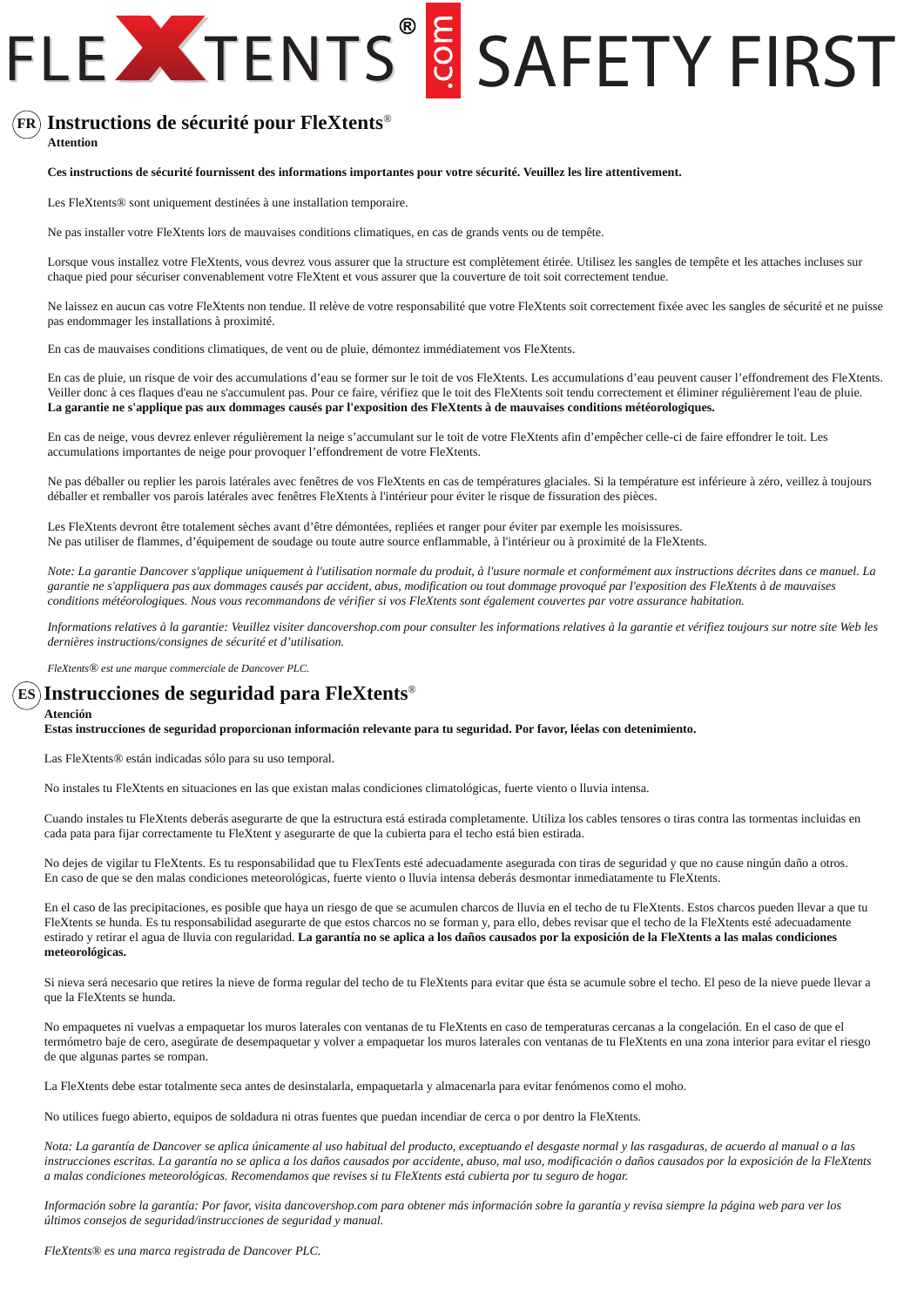# FLEXTENTS® .com SAFETY FIRST

## (FR) Instructions de sécurité pour FleXtents®

**Attention**

**Ces instructions de sécurité fournissent des informations importantes pour votre sécurité. Veuillez les lire attentivement.**

Les FleXtents® sont uniquement destinées à une installation temporaire.

Ne pas installer votre FleXtents lors de mauvaises conditions climatiques, en cas de grands vents ou de tempête.

Lorsque vous installez votre FleXtents, vous devrez vous assurer que la structure est complètement étirée. Utilisez les sangles de tempête et les attaches incluses sur chaque pied pour sécuriser convenablement votre FleXtent et vous assurer que la couverture de toit soit correctement tendue.

Ne laissez en aucun cas votre FleXtents non tendue. Il relève de votre responsabilité que votre FleXtents soit correctement fixée avec les sangles de sécurité et ne puisse pas endommager les installations à proximité.

En cas de mauvaises conditions climatiques, de vent ou de pluie, démontez immédiatement vos FleXtents.

En cas de pluie, un risque de voir des accumulations d'eau se former sur le toit de vos FleXtents. Les accumulations d'eau peuvent causer l'effondrement des FleXtents. Veiller donc à ces flaques d'eau ne s'accumulent pas. Pour ce faire, vérifiez que le toit des FleXtents soit tendu correctement et éliminer régulièrement l'eau de pluie. **La garantie ne s'applique pas aux dommages causés par l'exposition des FleXtents à de mauvaises conditions météorologiques.**

En cas de neige, vous devrez enlever régulièrement la neige s'accumulant sur le toit de votre FleXtents afin d'empêcher celle-ci de faire effondrer le toit. Les accumulations importantes de neige pour provoquer l'effondrement de votre FleXtents.

Ne pas déballer ou replier les parois latérales avec fenêtres de vos FleXtents en cas de températures glaciales. Si la température est inférieure à zéro, veillez à toujours déballer et remballer vos parois latérales avec fenêtres FleXtents à l'intérieur pour éviter le risque de fissuration des pièces.

Les FleXtents devront être totalement sèches avant d'être démontées, repliées et ranger pour éviter par exemple les moisissures.
Ne pas utiliser de flammes, d'équipement de soudage ou toute autre source enflammable, à l'intérieur ou à proximité de la FleXtents.

*Note: La garantie Dancover s'applique uniquement à l'utilisation normale du produit, à l'usure normale et conformément aux instructions décrites dans ce manuel. La garantie ne s'appliquera pas aux dommages causés par accident, abus, modification ou tout dommage provoqué par l'exposition des FleXtents à de mauvaises conditions météorologiques. Nous vous recommandons de vérifier si vos FleXtents sont également couvertes par votre assurance habitation.*

*Informations relatives à la garantie: Veuillez visiter dancovershop.com pour consulter les informations relatives à la garantie et vérifiez toujours sur notre site Web les dernières instructions/consignes de sécurité et d'utilisation.*

*FleXtents® est une marque commerciale de Dancover PLC.*

## (ES) Instrucciones de seguridad para FleXtents®

**Atención**

**Estas instrucciones de seguridad proporcionan información relevante para tu seguridad. Por favor, léelas con detenimiento.**

Las FleXtents® están indicadas sólo para su uso temporal.

No instales tu FleXtents en situaciones en las que existan malas condiciones climatológicas, fuerte viento o lluvia intensa.

Cuando instales tu FleXtents deberás asegurarte de que la estructura está estirada completamente. Utiliza los cables tensores o tiras contra las tormentas incluidas en cada pata para fijar correctamente tu FleXtent y asegurarte de que la cubierta para el techo está bien estirada.

No dejes de vigilar tu FleXtents. Es tu responsabilidad que tu FlexTents esté adecuadamente asegurada con tiras de seguridad y que no cause ningún daño a otros.
En caso de que se den malas condiciones meteorológicas, fuerte viento o lluvia intensa deberás desmontar inmediatamente tu FleXtents.

En el caso de las precipitaciones, es posible que haya un riesgo de que se acumulen charcos de lluvia en el techo de tu FleXtents. Estos charcos pueden llevar a que tu FleXtents se hunda. Es tu responsabilidad asegurarte de que estos charcos no se forman y, para ello, debes revisar que el techo de la FleXtents esté adecuadamente estirado y retirar el agua de lluvia con regularidad. **La garantía no se aplica a los daños causados por la exposición de la FleXtents a las malas condiciones meteorológicas.**

Si nieva será necesario que retires la nieve de forma regular del techo de tu FleXtents para evitar que ésta se acumule sobre el techo. El peso de la nieve puede llevar a que la FleXtents se hunda.

No empaquetes ni vuelvas a empaquetar los muros laterales con ventanas de tu FleXtents en caso de temperaturas cercanas a la congelación. En el caso de que el termómetro baje de cero, asegúrate de desempaquetar y volver a empaquetar los muros laterales con ventanas de tu FleXtents en una zona interior para evitar el riesgo de que algunas partes se rompan.

La FleXtents debe estar totalmente seca antes de desinstalarla, empaquetarla y almacenarla para evitar fenómenos como el moho.

No utilices fuego abierto, equipos de soldadura ni otras fuentes que puedan incendiar de cerca o por dentro la FleXtents.

*Nota: La garantía de Dancover se aplica únicamente al uso habitual del producto, exceptuando el desgaste normal y las rasgaduras, de acuerdo al manual o a las instrucciones escritas. La garantía no se aplica a los daños causados por accidente, abuso, mal uso, modificación o daños causados por la exposición de la FleXtents a malas condiciones meteorológicas. Recomendamos que revises si tu FleXtents está cubierta por tu seguro de hogar.*

*Información sobre la garantía: Por favor, visita dancovershop.com para obtener más información sobre la garantía y revisa siempre la página web para ver los últimos consejos de seguridad/instrucciones de seguridad y manual.*

*FleXtents® es una marca registrada de Dancover PLC.*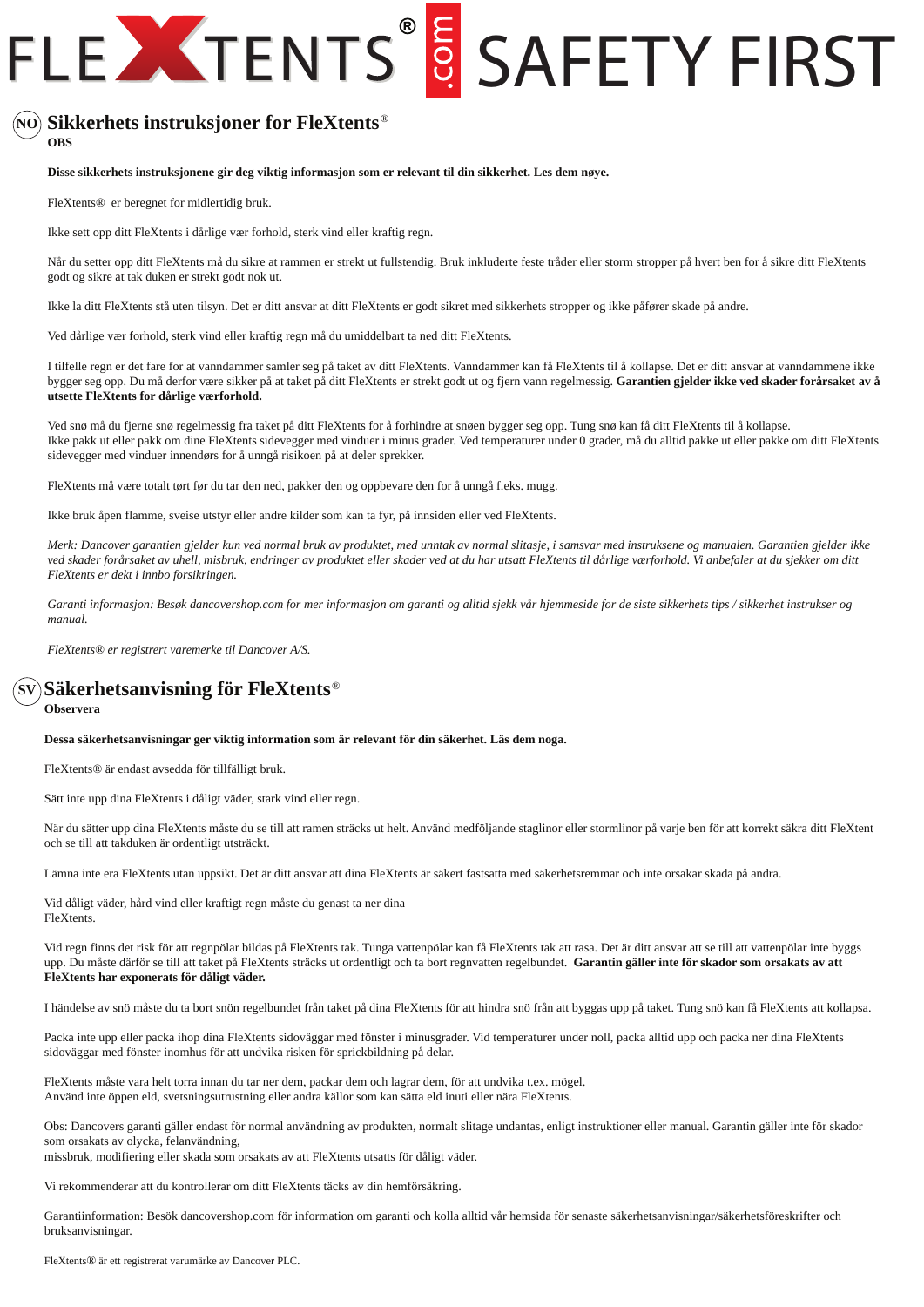# FLEXTENTS® .com SAFETY FIRST

## (NO) Sikkerhets instruksjoner for FleXtents®

**OBS**

**Disse sikkerhets instruksjonene gir deg viktig informasjon som er relevant til din sikkerhet. Les dem nøye.**

FleXtents® er beregnet for midlertidig bruk.

Ikke sett opp ditt FleXtents i dårlige vær forhold, sterk vind eller kraftig regn.

Når du setter opp ditt FleXtents må du sikre at rammen er strekt ut fullstendig. Bruk inkluderte feste tråder eller storm stropper på hvert ben for å sikre ditt FleXtents godt og sikre at tak duken er strekt godt nok ut.

Ikke la ditt FleXtents stå uten tilsyn. Det er ditt ansvar at ditt FleXtents er godt sikret med sikkerhets stropper og ikke påfører skade på andre.

Ved dårlige vær forhold, sterk vind eller kraftig regn må du umiddelbart ta ned ditt FleXtents.

I tilfelle regn er det fare for at vanndammer samler seg på taket av ditt FleXtents. Vanndammer kan få FleXtents til å kollapse. Det er ditt ansvar at vanndammene ikke bygger seg opp. Du må derfor være sikker på at taket på ditt FleXtents er strekt godt ut og fjern vann regelmessig. **Garantien gjelder ikke ved skader forårsaket av å utsette FleXtents for dårlige værforhold.**

Ved snø må du fjerne snø regelmessig fra taket på ditt FleXtents for å forhindre at snøen bygger seg opp. Tung snø kan få ditt FleXtents til å kollapse.
Ikke pakk ut eller pakk om dine FleXtents sidevegger med vinduer i minus grader. Ved temperaturer under 0 grader, må du alltid pakke ut eller pakke om ditt FleXtents sidevegger med vinduer innendørs for å unngå risikoen på at deler sprekker.

FleXtents må være totalt tørt før du tar den ned, pakker den og oppbevare den for å unngå f.eks. mugg.

Ikke bruk åpen flamme, sveise utstyr eller andre kilder som kan ta fyr, på innsiden eller ved FleXtents.

*Merk: Dancover garantien gjelder kun ved normal bruk av produktet, med unntak av normal slitasje, i samsvar med instruksene og manualen. Garantien gjelder ikke ved skader forårsaket av uhell, misbruk, endringer av produktet eller skader ved at du har utsatt FleXtents til dårlige værforhold. Vi anbefaler at du sjekker om ditt FleXtents er dekt i innbo forsikringen.*

*Garanti informasjon: Besøk dancovershop.com for mer informasjon om garanti og alltid sjekk vår hjemmeside for de siste sikkerhets tips / sikkerhet instrukser og manual.*

*FleXtents® er registrert varemerke til Dancover A/S.*

## (SV) Säkerhetsanvisning för FleXtents®

**Observera**

**Dessa säkerhetsanvisningar ger viktig information som är relevant för din säkerhet. Läs dem noga.**

FleXtents® är endast avsedda för tillfälligt bruk.

Sätt inte upp dina FleXtents i dåligt väder, stark vind eller regn.

När du sätter upp dina FleXtents måste du se till att ramen sträcks ut helt. Använd medföljande staglinor eller stormlinor på varje ben för att korrekt säkra ditt FleXtent och se till att takduken är ordentligt utsträckt.

Lämna inte era FleXtents utan uppsikt. Det är ditt ansvar att dina FleXtents är säkert fastsatta med säkerhetsremmar och inte orsakar skada på andra.

Vid dåligt väder, hård vind eller kraftigt regn måste du genast ta ner dina
FleXtents.

Vid regn finns det risk för att regnpölar bildas på FleXtents tak. Tunga vattenpölar kan få FleXtents tak att rasa. Det är ditt ansvar att se till att vattenpölar inte byggs upp. Du måste därför se till att taket på FleXtents sträcks ut ordentligt och ta bort regnvatten regelbundet. **Garantin gäller inte för skador som orsakats av att FleXtents har exponerats för dåligt väder.**

I händelse av snö måste du ta bort snön regelbundet från taket på dina FleXtents för att hindra snö från att byggas upp på taket. Tung snö kan få FleXtents att kollapsa.

Packa inte upp eller packa ihop dina FleXtents sidoväggar med fönster i minusgrader. Vid temperaturer under noll, packa alltid upp och packa ner dina FleXtents sidoväggar med fönster inomhus för att undvika risken för sprickbildning på delar.

FleXtents måste vara helt torra innan du tar ner dem, packar dem och lagrar dem, för att undvika t.ex. mögel.
Använd inte öppen eld, svetsningsutrustning eller andra källor som kan sätta eld inuti eller nära FleXtents.

Obs: Dancovers garanti gäller endast för normal användning av produkten, normalt slitage undantas, enligt instruktioner eller manual. Garantin gäller inte för skador som orsakats av olycka, felanvändning,
missbruk, modifiering eller skada som orsakats av att FleXtents utsatts för dåligt väder.

Vi rekommenderar att du kontrollerar om ditt FleXtents täcks av din hemförsäkring.

Garantiinformation: Besök dancovershop.com för information om garanti och kolla alltid vår hemsida för senaste säkerhetsanvisningar/säkerhetsföreskrifter och bruksanvisningar.

FleXtents® är ett registrerat varumärke av Dancover PLC.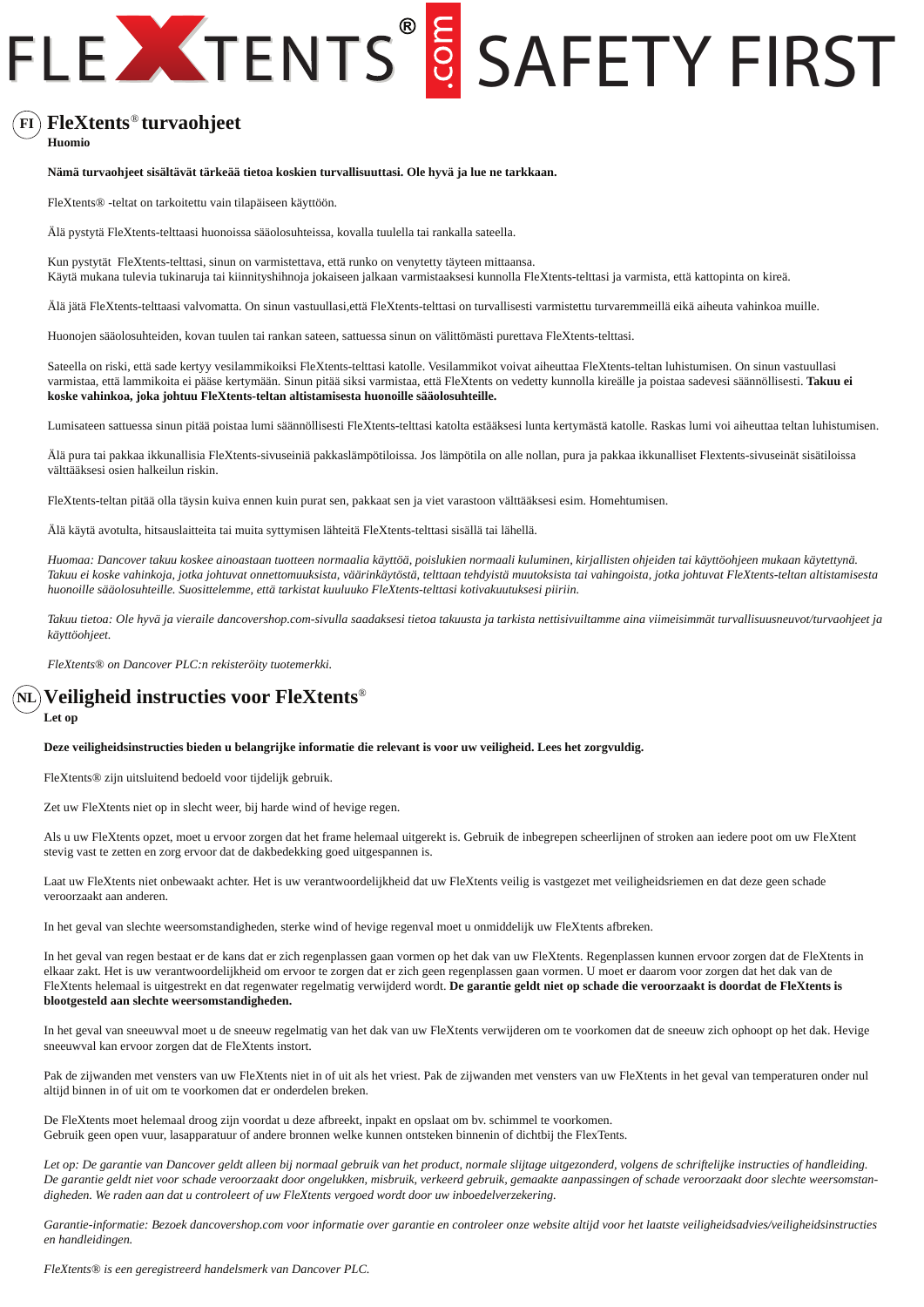# FLEXTENTS® .com SAFETY FIRST

## FI FleXtents® turvaohjeet

**Huomio**

**Nämä turvaohjeet sisältävät tärkeää tietoa koskien turvallisuuttasi. Ole hyvä ja lue ne tarkkaan.**

FleXtents® -teltat on tarkoitettu vain tilapäiseen käyttöön.

Älä pystytä FleXtents-telttaasi huonoissa sääolosuhteissa, kovalla tuulella tai rankalla sateella.

Kun pystytät FleXtents-telttasi, sinun on varmistettava, että runko on venytetty täyteen mittaansa.
Käytä mukana tulevia tukinaruja tai kiinnityshihnoja jokaiseen jalkaan varmistaaksesi kunnolla FleXtents-telttasi ja varmista, että kattopinta on kireä.

Älä jätä FleXtents-telttaasi valvomatta. On sinun vastuullasi,että FleXtents-telttasi on turvallisesti varmistettu turvaremmeillä eikä aiheuta vahinkoa muille.

Huonojen sääolosuhteiden, kovan tuulen tai rankan sateen, sattuessa sinun on välittömästi purettava FleXtents-telttasi.

Sateella on riski, että sade kertyy vesilammikoiksi FleXtents-telttasi katolle. Vesilammikot voivat aiheuttaa FleXtents-teltan luhistumisen. On sinun vastuullasi varmistaa, että lammikoita ei pääse kertymään. Sinun pitää siksi varmistaa, että FleXtents on vedetty kunnolla kireälle ja poistaa sadevesi säännöllisesti. **Takuu ei koske vahinkoa, joka johtuu FleXtents-teltan altistamisesta huonoille sääolosuhteille.**

Lumisateen sattuessa sinun pitää poistaa lumi säännöllisesti FleXtents-telttasi katolta estääksesi lunta kertymästä katolle. Raskas lumi voi aiheuttaa teltan luhistumisen.

Älä pura tai pakkaa ikkunallisia FleXtents-sivuseiniä pakkaslämpötiloissa. Jos lämpötila on alle nollan, pura ja pakkaa ikkunalliset Flextents-sivuseinät sisätiloissa välttääksesi osien halkeilun riskin.

FleXtents-teltan pitää olla täysin kuiva ennen kuin purat sen, pakkaat sen ja viet varastoon välttääksesi esim. Homehtumisen.

Älä käytä avotulta, hitsauslaitteita tai muita syttymisen lähteitä FleXtents-telttasi sisällä tai lähellä.

*Huomaa: Dancover takuu koskee ainoastaan tuotteen normaalia käyttöä, poislukien normaali kuluminen, kirjallisten ohjeiden tai käyttöohjeen mukaan käytettynä. Takuu ei koske vahinkoja, jotka johtuvat onnettomuuksista, väärinkäytöstä, telttaan tehdyistä muutoksista tai vahingoista, jotka johtuvat FleXtents-teltan altistamisesta huonoille sääolosuhteille. Suosittelemme, että tarkistat kuuluuko FleXtents-telttasi kotivakuutuksesi piiriin.*

*Takuu tietoa: Ole hyvä ja vieraile dancovershop.com-sivulla saadaksesi tietoa takuusta ja tarkista nettisivuiltamme aina viimeisimmät turvallisuusneuvot/turvaohjeet ja käyttöohjeet.*

*FleXtents® on Dancover PLC:n rekisteröity tuotemerkki.*

## NL Veiligheid instructies voor FleXtents®

**Let op**

**Deze veiligheidsinstructies bieden u belangrijke informatie die relevant is voor uw veiligheid. Lees het zorgvuldig.**

FleXtents® zijn uitsluitend bedoeld voor tijdelijk gebruik.

Zet uw FleXtents niet op in slecht weer, bij harde wind of hevige regen.

Als u uw FleXtents opzet, moet u ervoor zorgen dat het frame helemaal uitgerekt is. Gebruik de inbegrepen scheerlijnen of stroken aan iedere poot om uw FleXtent stevig vast te zetten en zorg ervoor dat de dakbedekking goed uitgespannen is.

Laat uw FleXtents niet onbewaakt achter. Het is uw verantwoordelijkheid dat uw FleXtents veilig is vastgezet met veiligheidsriemen en dat deze geen schade veroorzaakt aan anderen.

In het geval van slechte weersomstandigheden, sterke wind of hevige regenval moet u onmiddelijk uw FleXtents afbreken.

In het geval van regen bestaat er de kans dat er zich regenplassen gaan vormen op het dak van uw FleXtents. Regenplassen kunnen ervoor zorgen dat de FleXtents in elkaar zakt. Het is uw verantwoordelijkheid om ervoor te zorgen dat er zich geen regenplassen gaan vormen. U moet er daarom voor zorgen dat het dak van de FleXtents helemaal is uitgestrekt en dat regenwater regelmatig verwijderd wordt. **De garantie geldt niet op schade die veroorzaakt is doordat de FleXtents is blootgesteld aan slechte weersomstandigheden.**

In het geval van sneeuwval moet u de sneeuw regelmatig van het dak van uw FleXtents verwijderen om te voorkomen dat de sneeuw zich ophoopt op het dak. Hevige sneeuwval kan ervoor zorgen dat de FleXtents instort.

Pak de zijwanden met vensters van uw FleXtents niet in of uit als het vriest. Pak de zijwanden met vensters van uw FleXtents in het geval van temperaturen onder nul altijd binnen in of uit om te voorkomen dat er onderdelen breken.

De FleXtents moet helemaal droog zijn voordat u deze afbreekt, inpakt en opslaat om bv. schimmel te voorkomen.
Gebruik geen open vuur, lasapparatuur of andere bronnen welke kunnen ontsteken binnenin of dichtbij the FlexTents.

*Let op: De garantie van Dancover geldt alleen bij normaal gebruik van het product, normale slijtage uitgezonderd, volgens de schriftelijke instructies of handleiding. De garantie geldt niet voor schade veroorzaakt door ongelukken, misbruik, verkeerd gebruik, gemaakte aanpassingen of schade veroorzaakt door slechte weersomstandigheden. We raden aan dat u controleert of uw FleXtents vergoed wordt door uw inboedelverzekering.*

*Garantie-informatie: Bezoek dancovershop.com voor informatie over garantie en controleer onze website altijd voor het laatste veiligheidsadvies/veiligheidsinstructies en handleidingen.*

*FleXtents® is een geregistreerd handelsmerk van Dancover PLC.*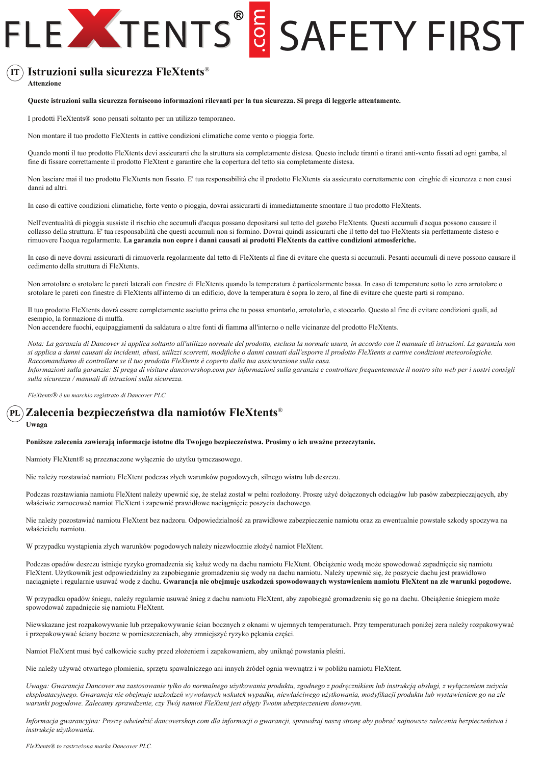# FLEXTENTS® .com SAFETY FIRST

## (IT) Istruzioni sulla sicurezza FleXtents®

**Attenzione**

**Queste istruzioni sulla sicurezza forniscono informazioni rilevanti per la tua sicurezza. Si prega di leggerle attentamente.**

I prodotti FleXtents® sono pensati soltanto per un utilizzo temporaneo.

Non montare il tuo prodotto FleXtents in cattive condizioni climatiche come vento o pioggia forte.

Quando monti il tuo prodotto FleXtents devi assicurarti che la struttura sia completamente distesa. Questo include tiranti o tiranti anti-vento fissati ad ogni gamba, al fine di fissare correttamente il prodotto FleXtent e garantire che la copertura del tetto sia completamente distesa.

Non lasciare mai il tuo prodotto FleXtents non fissato. E' tua responsabilità che il prodotto FleXtents sia assicurato correttamente con  cinghie di sicurezza e non causi danni ad altri.

In caso di cattive condizioni climatiche, forte vento o pioggia, dovrai assicurarti di immediatamente smontare il tuo prodotto FleXtents.

Nell'eventualità di pioggia sussiste il rischio che accumuli d'acqua possano depositarsi sul tetto del gazebo FleXtents. Questi accumuli d'acqua possono causare il collasso della struttura. E' tua responsabilità che questi accumuli non si formino. Dovrai quindi assicurarti che il tetto del tuo FleXtents sia perfettamente disteso e rimuovere l'acqua regolarmente. **La garanzia non copre i danni causati ai prodotti FleXtents da cattive condizioni atmosferiche.**

In caso di neve dovrai assicurarti di rimuoverla regolarmente dal tetto di FleXtents al fine di evitare che questa si accumuli. Pesanti accumuli di neve possono causare il cedimento della struttura di FleXtents.

Non arrotolare o srotolare le pareti laterali con finestre di FleXtents quando la temperatura è particolarmente bassa. In caso di temperature sotto lo zero arrotolare o srotolare le pareti con finestre di FleXtents all'interno di un edificio, dove la temperatura è sopra lo zero, al fine di evitare che queste parti si rompano.

Il tuo prodotto FleXtents dovrà essere completamente asciutto prima che tu possa smontarlo, arrotolarlo, e stoccarlo. Questo al fine di evitare condizioni quali, ad esempio, la formazione di muffa.
Non accendere fuochi, equipaggiamenti da saldatura o altre fonti di fiamma all'interno o nelle vicinanze del prodotto FleXtents.

*Nota: La garanzia di Dancover si applica soltanto all'utilizzo normale del prodotto, esclusa la normale usura, in accordo con il manuale di istruzioni. La garanzia non si applica a danni causati da incidenti, abusi, utilizzi scorretti, modifiche o danni causati dall'esporre il prodotto FleXtents a cattive condizioni meteorologiche. Raccomandiamo di controllare se il tuo prodotto FleXtents è coperto dalla tua assicurazione sulla casa.*
*Informazioni sulla garanzia: Si prega di visitare dancovershop.com per informazioni sulla garanzia e controllare frequentemente il nostro sito web per i nostri consigli sulla sicurezza / manuali di istruzioni sulla sicurezza.*

*FleXtents® è un marchio registrato di Dancover PLC.*

## (PL) Zalecenia bezpieczeństwa dla namiotów FleXtents®

**Uwaga**

**Poniższe zalecenia zawierają informacje istotne dla Twojego bezpieczeństwa. Prosimy o ich uważne przeczytanie.**

Namioty FleXtent® są przeznaczone wyłącznie do użytku tymczasowego.

Nie należy rozstawiać namiotu FleXtent podczas złych warunków pogodowych, silnego wiatru lub deszczu.

Podczas rozstawiania namiotu FleXtent należy upewnić się, że stelaż został w pełni rozłożony. Proszę użyć dołączonych odciągów lub pasów zabezpieczających, aby właściwie zamocować namiot FleXtent i zapewnić prawidłowe naciągnięcie poszycia dachowego.

Nie należy pozostawiać namiotu FleXtent bez nadzoru. Odpowiedzialność za prawidłowe zabezpieczenie namiotu oraz za ewentualnie powstałe szkody spoczywa na właścicielu namiotu.

W przypadku wystąpienia złych warunków pogodowych należy niezwłocznie złożyć namiot FleXtent.

Podczas opadów deszczu istnieje ryzyko gromadzenia się kałuż wody na dachu namiotu FleXtent. Obciążenie wodą może spowodować zapadnięcie się namiotu FleXtent. Użytkownik jest odpowiedzialny za zapobieganie gromadzeniu się wody na dachu namiotu. Należy upewnić się, że poszycie dachu jest prawidłowo naciągnięte i regularnie usuwać wodę z dachu. **Gwarancja nie obejmuje uszkodzeń spowodowanych wystawieniem namiotu FleXtent na złe warunki pogodowe.**

W przypadku opadów śniegu, należy regularnie usuwać śnieg z dachu namiotu FleXtent, aby zapobiegać gromadzeniu się go na dachu. Obciążenie śniegiem może spowodować zapadnięcie się namiotu FleXtent.

Niewskazane jest rozpakowywanie lub przepakowywanie ścian bocznych z oknami w ujemnych temperaturach. Przy temperaturach poniżej zera należy rozpakowywać i przepakowywać ściany boczne w pomieszczeniach, aby zmniejszyć ryzyko pękania części.

Namiot FleXtent musi być całkowicie suchy przed złożeniem i zapakowaniem, aby uniknąć powstania pleśni.

Nie należy używać otwartego płomienia, sprzętu spawalniczego ani innych źródeł ognia wewnątrz i w pobliżu namiotu FleXtent.

*Uwaga: Gwarancja Dancover ma zastosowanie tylko do normalnego użytkowania produktu, zgodnego z podręcznikiem lub instrukcją obsługi, z wyłączeniem zużycia eksploatacyjnego. Gwarancja nie obejmuje uszkodzeń wywołanych wskutek wypadku, niewłaściwego użytkowania, modyfikacji produktu lub wystawieniem go na złe warunki pogodowe. Zalecamy sprawdzenie, czy Twój namiot FleXtent jest objęty Twoim ubezpieczeniem domowym.*

*Informacja gwarancyjna: Proszę odwiedzić dancovershop.com dla informacji o gwarancji, sprawdzaj naszą stronę aby pobrać najnowsze zalecenia bezpieczeństwa i instrukcje użytkowania.*

*FleXtents® to zastrzeżona marka Dancover PLC.*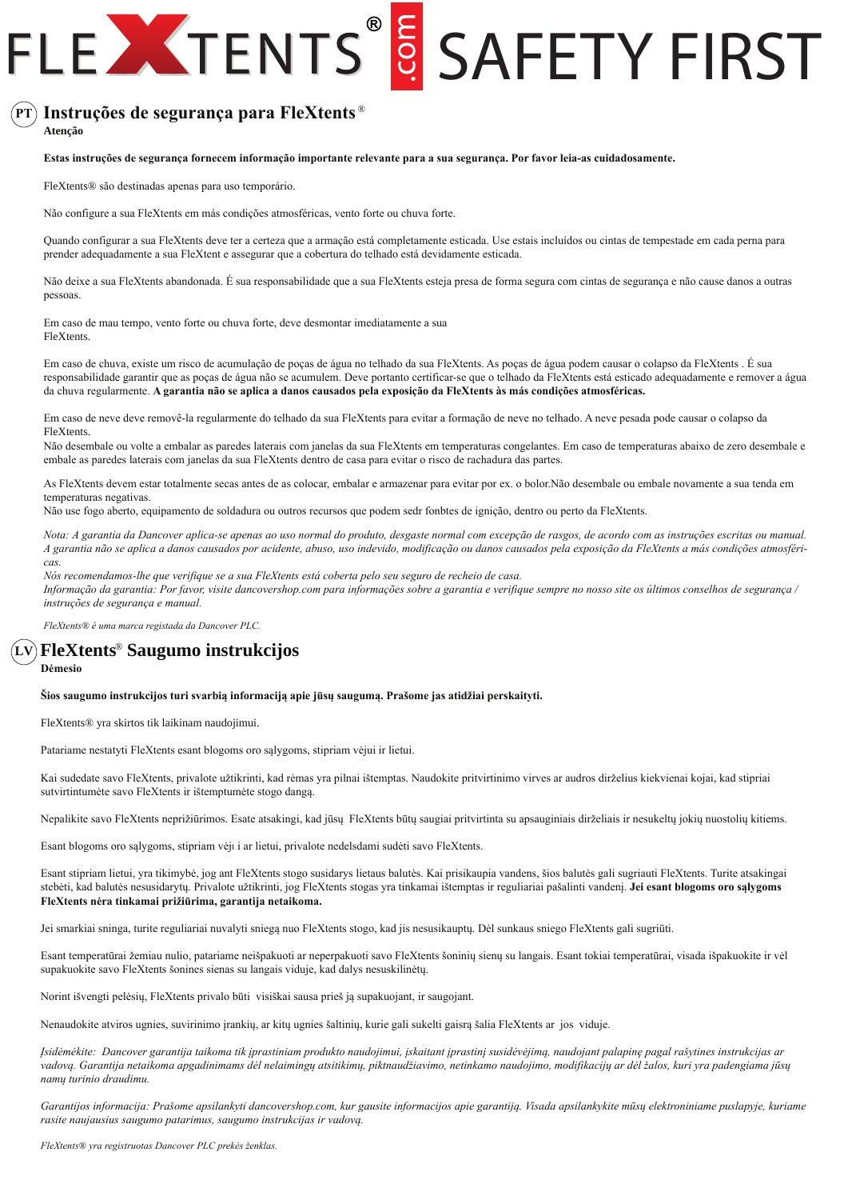# FLEXTENTS® .com SAFETY FIRST

## (PT) Instruções de segurança para FleXtents®

**Atenção**

**Estas instruções de segurança fornecem informação importante relevante para a sua segurança. Por favor leia-as cuidadosamente.**

FleXtents® são destinadas apenas para uso temporário.

Não configure a sua FleXtents em más condições atmosféricas, vento forte ou chuva forte.

Quando configurar a sua FleXtents deve ter a certeza que a armação está completamente esticada. Use estais incluídos ou cintas de tempestade em cada perna para prender adequadamente a sua FleXtent e assegurar que a cobertura do telhado está devidamente esticada.

Não deixe a sua FleXtents abandonada. É sua responsabilidade que a sua FleXtents esteja presa de forma segura com cintas de segurança e não cause danos a outras pessoas.

Em caso de mau tempo, vento forte ou chuva forte, deve desmontar imediatamente a sua FleXtents.

Em caso de chuva, existe um risco de acumulação de poças de água no telhado da sua FleXtents. As poças de água podem causar o colapso da FleXtents . É sua responsabilidade garantir que as poças de água não se acumulem. Deve portanto certificar-se que o telhado da FleXtents está esticado adequadamente e remover a água da chuva regularmente. **A garantia não se aplica a danos causados pela exposição da FleXtents às más condições atmosféricas.**

Em caso de neve deve removê-la regularmente do telhado da sua FleXtents para evitar a formação de neve no telhado. A neve pesada pode causar o colapso da FleXtents.
Não desembale ou volte a embalar as paredes laterais com janelas da sua FleXtents em temperaturas congelantes. Em caso de temperaturas abaixo de zero desembale e embale as paredes laterais com janelas da sua FleXtents dentro de casa para evitar o risco de rachadura das partes.

As FleXtents devem estar totalmente secas antes de as colocar, embalar e armazenar para evitar por ex. o bolor.Não desembale ou embale novamente a sua tenda em temperaturas negativas.
Não use fogo aberto, equipamento de soldadura ou outros recursos que podem sedr fonbtes de ignição, dentro ou perto da FleXtents.

*Nota: A garantia da Dancover aplica-se apenas ao uso normal do produto, desgaste normal com excepção de rasgos, de acordo com as instruções escritas ou manual. A garantia não se aplica a danos causados por acidente, abuso, uso indevido, modificação ou danos causados pela exposição da FleXtents a más condições atmosféricas.*
*Nós recomendamos-lhe que verifique se a sua FleXtents está coberta pelo seu seguro de recheio de casa.*
*Informação da garantia: Por favor, visite dancovershop.com para informações sobre a garantia e verifique sempre no nosso site os últimos conselhos de segurança / instruções de segurança e manual.*

*FleXtents® é uma marca registada da Dancover PLC.*

## (LV) FleXtents® Saugumo instrukcijos

**Dėmesio**

**Šios saugumo instrukcijos turi svarbią informaciją apie jūsų saugumą. Prašome jas atidžiai perskaityti.**

FleXtents® yra skirtos tik laikinam naudojimui.

Patariame nestatyti FleXtents esant blogoms oro sąlygoms, stipriam vėjui ir lietui.

Kai sudedate savo FleXtents, privalote užtikrinti, kad rėmas yra pilnai ištemptas. Naudokite pritvirtinimo virves ar audros dirželius kiekvienai kojai, kad stipriai sutvirtintumėte savo FleXtents ir ištemptumėte stogo dangą.

Nepalikite savo FleXtents neprižiūrimos. Esate atsakingi, kad jūsų FleXtents būtų saugiai pritvirtinta su apsauginiais dirželiais ir nesukeltų jokių nuostolių kitiems.

Esant blogoms oro sąlygoms, stipriam vėjı i ar lietui, privalote nedelsdami sudėti savo FleXtents.

Esant stipriam lietui, yra tikimybė, jog ant FleXtents stogo susidarys lietaus balutės. Kai prisikaupia vandens, šios balutės gali sugriauti FleXtents. Turite atsakingai stebėti, kad balutės nesusidarytų. Privalote užtikrinti, jog FleXtents stogas yra tinkamai ištemptas ir reguliariai pašalinti vandenį. **Jei esant blogoms oro sąlygoms FleXtents nėra tinkamai prižiūrima, garantija netaikoma.**

Jei smarkiai sninga, turite reguliariai nuvalyti sniegą nuo FleXtents stogo, kad jis nesusikauptų. Dėl sunkaus sniego FleXtents gali sugriūti.

Esant temperatūrai žemiau nulio, patariame neišpakuoti ar neperpakuoti savo FleXtents šoninių sienų su langais. Esant tokiai temperatūrai, visada išpakuokite ir vėl supakuokite savo FleXtents šonines sienas su langais viduje, kad dalys nesuskilinėtų.

Norint išvengti pelėsių, FleXtents privalo būti visiškai sausa prieš ją supakuojant, ir saugojant.

Nenaudokite atviros ugnies, suvirinimo įrankių, ar kitų ugnies šaltinių, kurie gali sukelti gaisrą šalia FleXtents ar jos viduje.

*Įsidėmėkite: Dancover garantija taikoma tik įprastiniam produkto naudojimui, įskaitant įprastinį susidėvėjimą, naudojant palapinę pagal rašytines instrukcijas ar vadovą. Garantija netaikoma apgadinimams dėl nelaimingų atsitikimų, piktnaudžiavimo, netinkamo naudojimo, modifikacijų ar dėl žalos, kuri yra padengiama jūsų namų turinio draudimu.*

*Garantijos informacija: Prašome apsilankyti dancovershop.com, kur gausite informacijos apie garantiją. Visada apsilankykite mūsų elektroniniame puslapyje, kuriame rasite naujausius saugumo patarimus, saugumo instrukcijas ir vadovą.*

*FleXtents® yra registruotas Dancover PLC prekės ženklas.*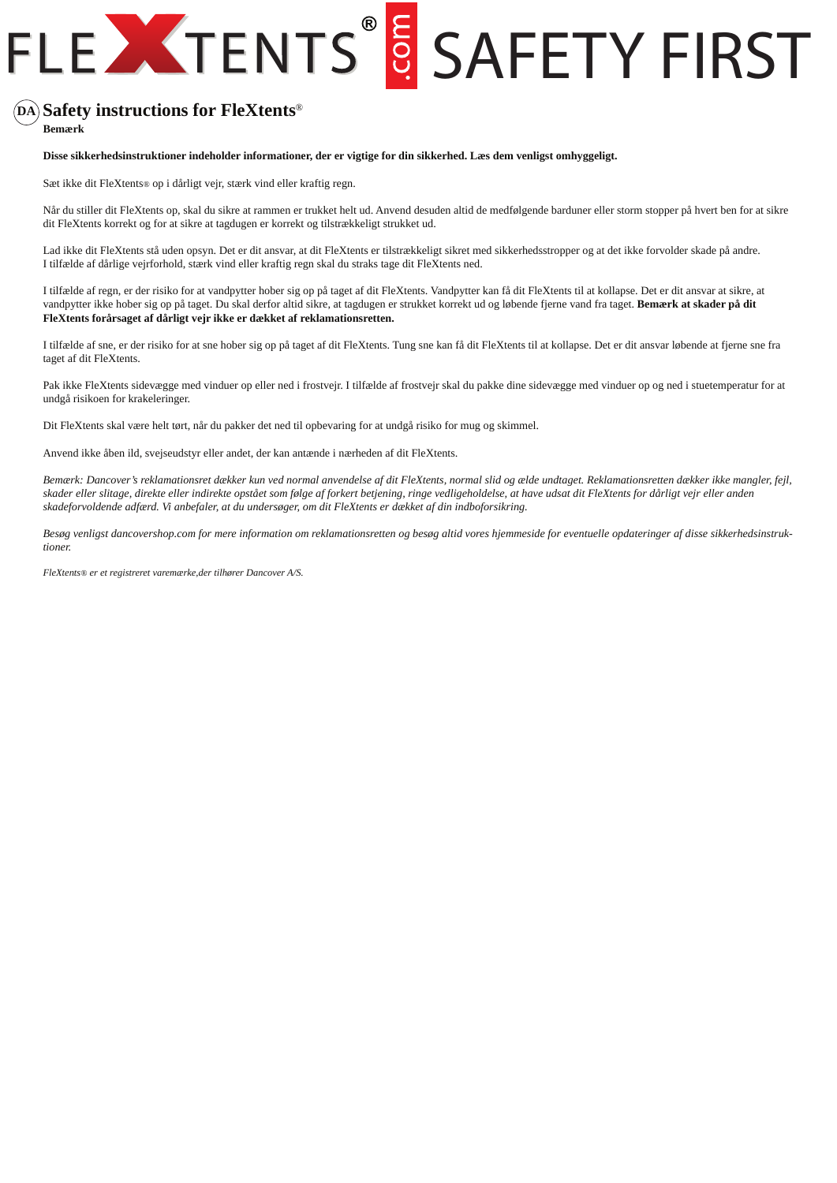# FLEXTENTS® .com SAFETY FIRST

## (DA) Safety instructions for FleXtents®

**Bemærk**

**Disse sikkerhedsinstruktioner indeholder informationer, der er vigtige for din sikkerhed. Læs dem venligst omhyggeligt.**

Sæt ikke dit FleXtents® op i dårligt vejr, stærk vind eller kraftig regn.

Når du stiller dit FleXtents op, skal du sikre at rammen er trukket helt ud. Anvend desuden altid de medfølgende barduner eller storm stopper på hvert ben for at sikre dit FleXtents korrekt og for at sikre at tagdugen er korrekt og tilstrækkeligt strukket ud.

Lad ikke dit FleXtents stå uden opsyn. Det er dit ansvar, at dit FleXtents er tilstrækkeligt sikret med sikkerhedsstropper og at det ikke forvolder skade på andre. I tilfælde af dårlige vejrforhold, stærk vind eller kraftig regn skal du straks tage dit FleXtents ned.

I tilfælde af regn, er der risiko for at vandpytter hober sig op på taget af dit FleXtents. Vandpytter kan få dit FleXtents til at kollapse. Det er dit ansvar at sikre, at vandpytter ikke hober sig op på taget. Du skal derfor altid sikre, at tagdugen er strukket korrekt ud og løbende fjerne vand fra taget. **Bemærk at skader på dit FleXtents forårsaget af dårligt vejr ikke er dækket af reklamationsretten.**

I tilfælde af sne, er der risiko for at sne hober sig op på taget af dit FleXtents. Tung sne kan få dit FleXtents til at kollapse. Det er dit ansvar løbende at fjerne sne fra taget af dit FleXtents.

Pak ikke FleXtents sidevægge med vinduer op eller ned i frostvejr. I tilfælde af frostvejr skal du pakke dine sidevægge med vinduer op og ned i stuetemperatur for at undgå risikoen for krakeleringer.

Dit FleXtents skal være helt tørt, når du pakker det ned til opbevaring for at undgå risiko for mug og skimmel.

Anvend ikke åben ild, svejseudstyr eller andet, der kan antænde i nærheden af dit FleXtents.

*Bemærk: Dancover's reklamationsret dækker kun ved normal anvendelse af dit FleXtents, normal slid og ælde undtaget. Reklamationsretten dækker ikke mangler, fejl, skader eller slitage, direkte eller indirekte opstået som følge af forkert betjening, ringe vedligeholdelse, at have udsat dit FleXtents for dårligt vejr eller anden skadeforvoldende adfærd. Vi anbefaler, at du undersøger, om dit FleXtents er dækket af din indboforsikring.*

*Besøg venligst dancovershop.com for mere information om reklamationsretten og besøg altid vores hjemmeside for eventuelle opdateringer af disse sikkerhedsinstruktioner.*

*FleXtents® er et registreret varemærke,der tilhører Dancover A/S.*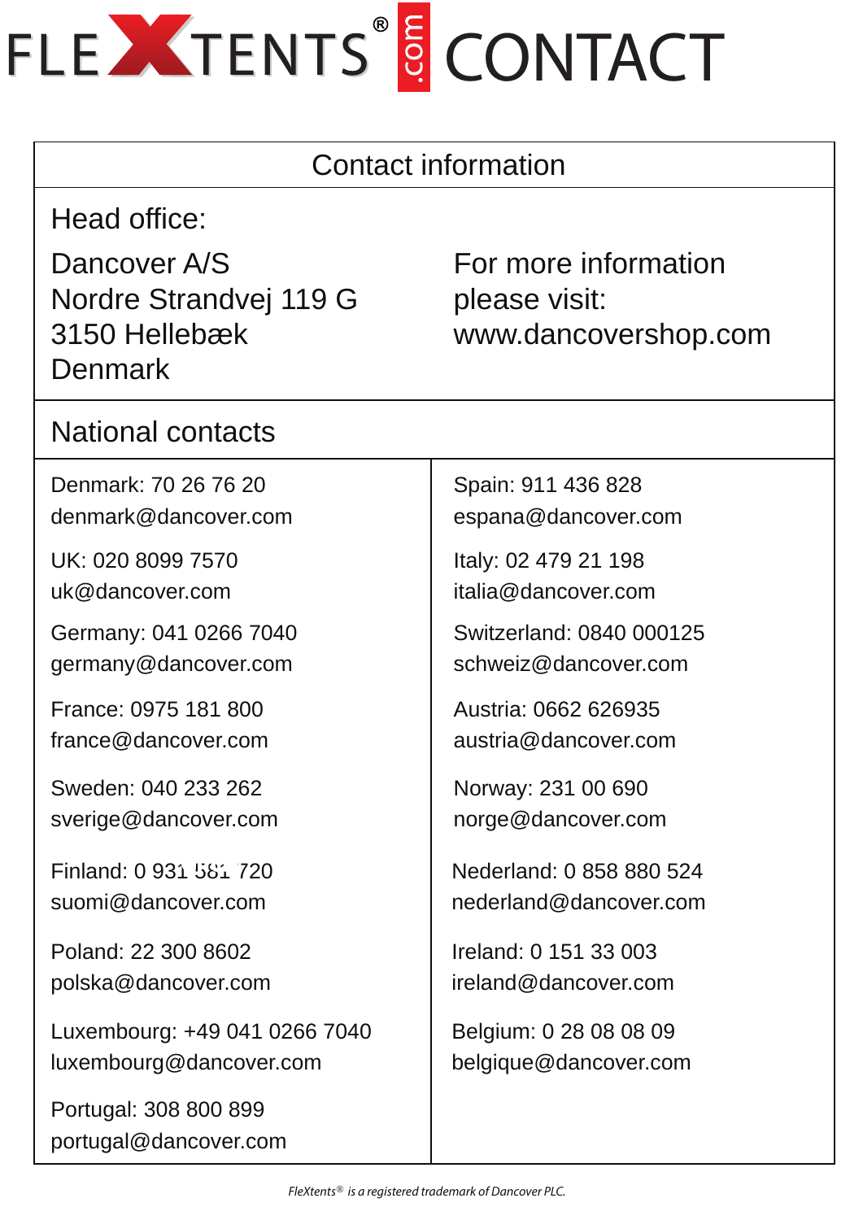# FLEXTENTS® .com CONTACT

## Contact information

Head office:

Dancover A/S
Nordre Strandvej 119 G
3150 Hellebæk
Denmark

For more information please visit:
www.dancovershop.com

## National contacts

Denmark: 70 26 76 20
denmark@dancover.com

UK: 020 8099 7570
uk@dancover.com

Germany: 041 0266 7040
germany@dancover.com

France: 0975 181 800
france@dancover.com

Sweden: 040 233 262
sverige@dancover.com

Finland: 0 931 581 720
suomi@dancover.com

Poland: 22 300 8602
polska@dancover.com

Luxembourg: +49 041 0266 7040
luxembourg@dancover.com

Portugal: 308 800 899
portugal@dancover.com

Spain: 911 436 828
espana@dancover.com

Italy: 02 479 21 198
italia@dancover.com

Switzerland: 0840 000125
schweiz@dancover.com

Austria: 0662 626935
austria@dancover.com

Norway: 231 00 690
norge@dancover.com

Nederland: 0 858 880 524
nederland@dancover.com

Ireland: 0 151 33 003
ireland@dancover.com

Belgium: 0 28 08 08 09
belgique@dancover.com

*FleXtents® is a registered trademark of Dancover PLC.*